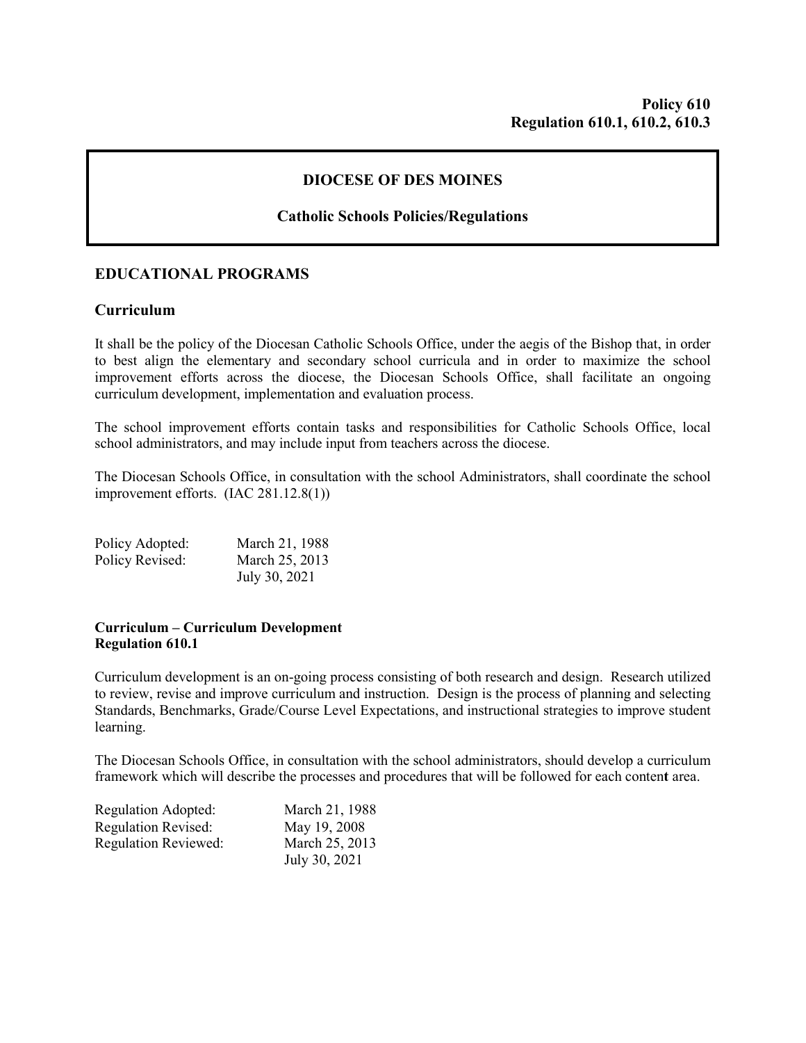**Policy 610**
**Regulation 610.1, 610.2, 610.3**

# DIOCESE OF DES MOINES

## Catholic Schools Policies/Regulations

## EDUCATIONAL PROGRAMS

### Curriculum

It shall be the policy of the Diocesan Catholic Schools Office, under the aegis of the Bishop that, in order to best align the elementary and secondary school curricula and in order to maximize the school improvement efforts across the diocese, the Diocesan Schools Office, shall facilitate an ongoing curriculum development, implementation and evaluation process.

The school improvement efforts contain tasks and responsibilities for Catholic Schools Office, local school administrators, and may include input from teachers across the diocese.

The Diocesan Schools Office, in consultation with the school Administrators, shall coordinate the school improvement efforts. (IAC 281.12.8(1))

| | |
|---|---|
| Policy Adopted: | March 21, 1988 |
| Policy Revised: | March 25, 2013 |
| | July 30, 2021 |

**Curriculum – Curriculum Development**
**Regulation 610.1**

Curriculum development is an on-going process consisting of both research and design. Research utilized to review, revise and improve curriculum and instruction. Design is the process of planning and selecting Standards, Benchmarks, Grade/Course Level Expectations, and instructional strategies to improve student learning.

The Diocesan Schools Office, in consultation with the school administrators, should develop a curriculum framework which will describe the processes and procedures that will be followed for each content area.

| | |
|---|---|
| Regulation Adopted: | March 21, 1988 |
| Regulation Revised: | May 19, 2008 |
| Regulation Reviewed: | March 25, 2013 |
| | July 30, 2021 |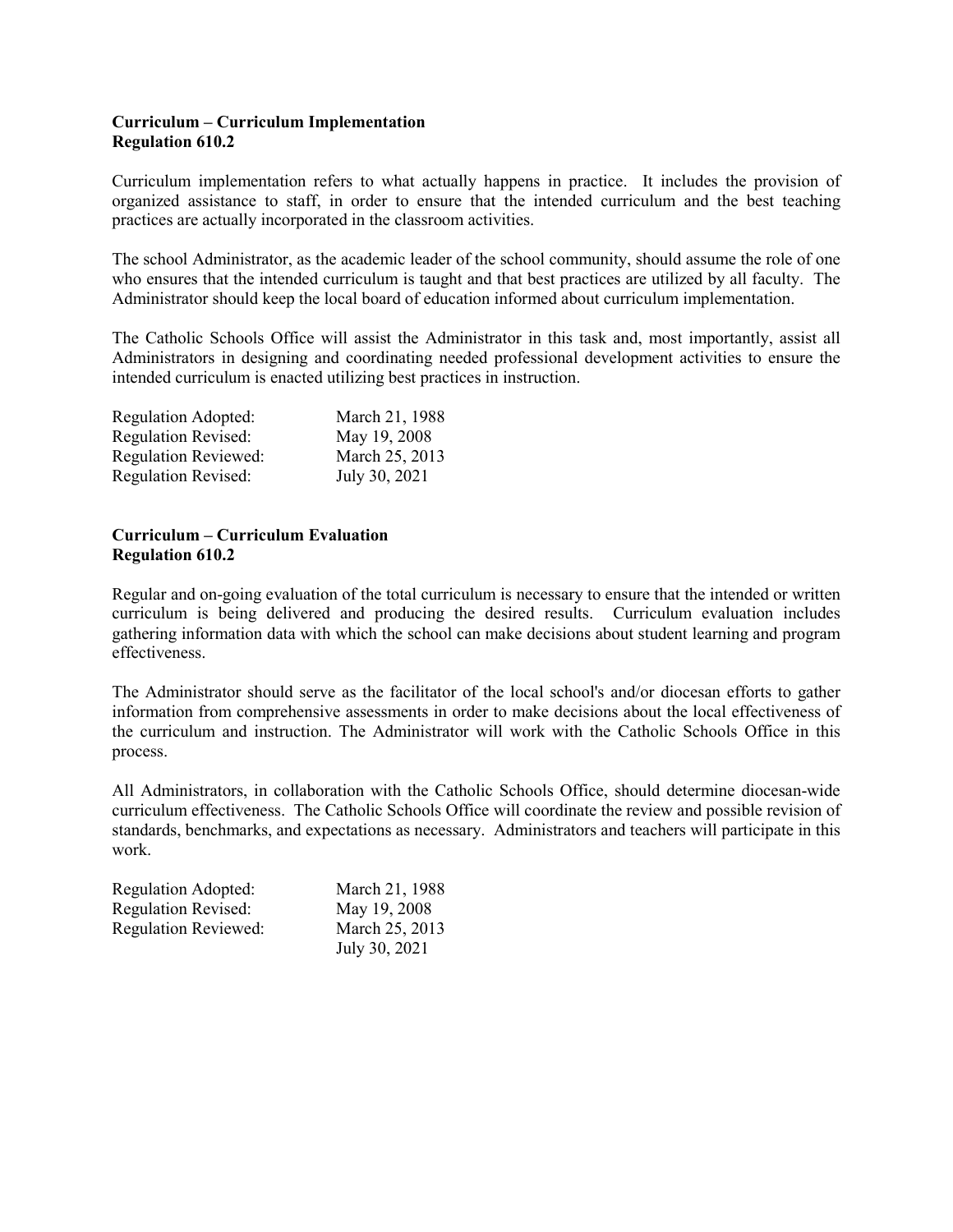**Curriculum – Curriculum Implementation**
**Regulation 610.2**

Curriculum implementation refers to what actually happens in practice. It includes the provision of organized assistance to staff, in order to ensure that the intended curriculum and the best teaching practices are actually incorporated in the classroom activities.

The school Administrator, as the academic leader of the school community, should assume the role of one who ensures that the intended curriculum is taught and that best practices are utilized by all faculty. The Administrator should keep the local board of education informed about curriculum implementation.

The Catholic Schools Office will assist the Administrator in this task and, most importantly, assist all Administrators in designing and coordinating needed professional development activities to ensure the intended curriculum is enacted utilizing best practices in instruction.

| | |
|---|---|
| Regulation Adopted: | March 21, 1988 |
| Regulation Revised: | May 19, 2008 |
| Regulation Reviewed: | March 25, 2013 |
| Regulation Revised: | July 30, 2021 |

**Curriculum – Curriculum Evaluation**
**Regulation 610.2**

Regular and on-going evaluation of the total curriculum is necessary to ensure that the intended or written curriculum is being delivered and producing the desired results. Curriculum evaluation includes gathering information data with which the school can make decisions about student learning and program effectiveness.

The Administrator should serve as the facilitator of the local school's and/or diocesan efforts to gather information from comprehensive assessments in order to make decisions about the local effectiveness of the curriculum and instruction. The Administrator will work with the Catholic Schools Office in this process.

All Administrators, in collaboration with the Catholic Schools Office, should determine diocesan-wide curriculum effectiveness. The Catholic Schools Office will coordinate the review and possible revision of standards, benchmarks, and expectations as necessary. Administrators and teachers will participate in this work.

| | |
|---|---|
| Regulation Adopted: | March 21, 1988 |
| Regulation Revised: | May 19, 2008 |
| Regulation Reviewed: | March 25, 2013 |
| | July 30, 2021 |